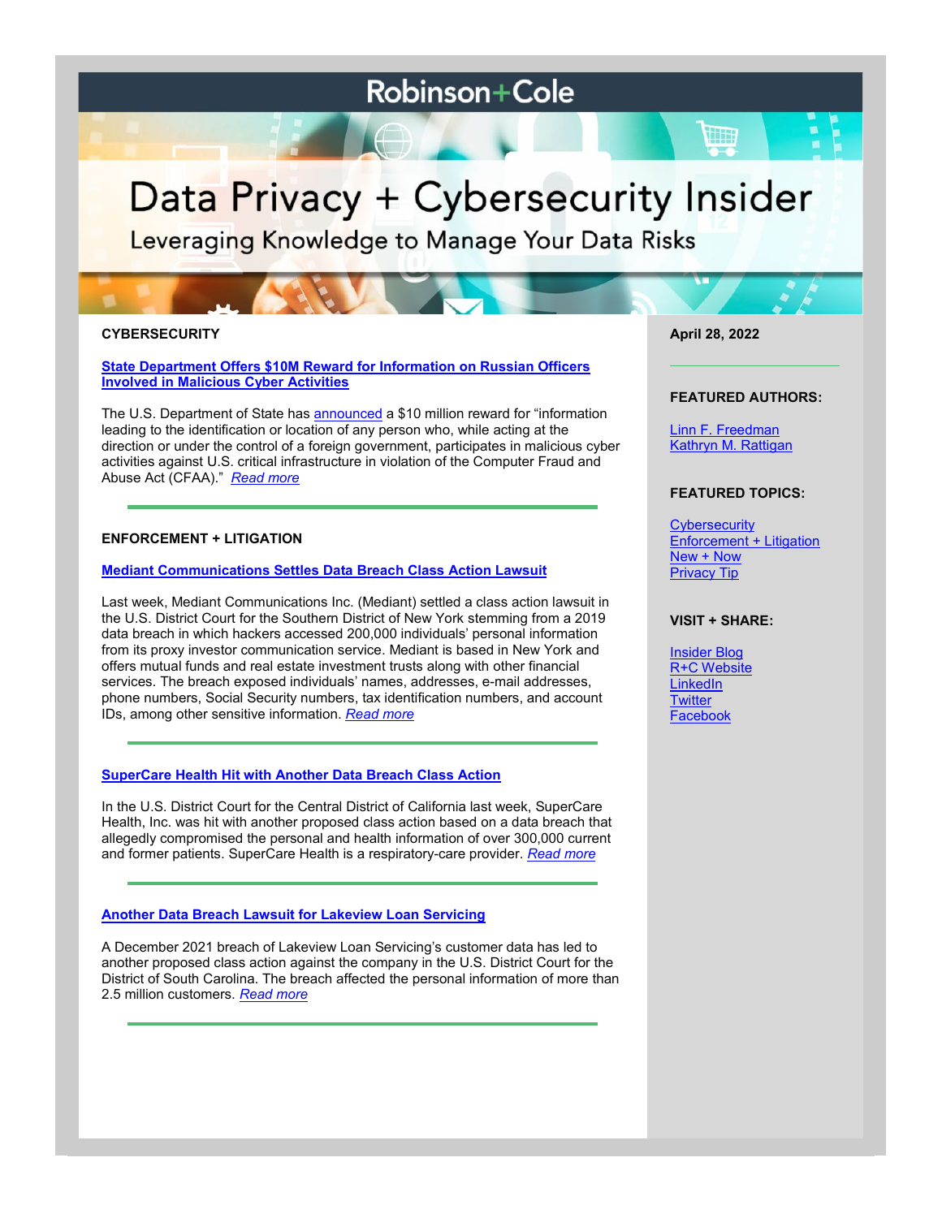# Robinson+Cole

# Data Privacy + Cybersecurity Insider

Leveraging Knowledge to Manage Your Data Risks

**April 28, 2022**

**FEATURED AUTHORS:**

Linn F. Freedman
Kathryn M. Rattigan

**FEATURED TOPICS:**

Cybersecurity
Enforcement + Litigation
New + Now
Privacy Tip

**VISIT + SHARE:**

Insider Blog
R+C Website
LinkedIn
Twitter
Facebook

## CYBERSECURITY

### State Department Offers $10M Reward for Information on Russian Officers Involved in Malicious Cyber Activities

The U.S. Department of State has announced a $10 million reward for "information leading to the identification or location of any person who, while acting at the direction or under the control of a foreign government, participates in malicious cyber activities against U.S. critical infrastructure in violation of the Computer Fraud and Abuse Act (CFAA)." *Read more*

---

## ENFORCEMENT + LITIGATION

### Mediant Communications Settles Data Breach Class Action Lawsuit

Last week, Mediant Communications Inc. (Mediant) settled a class action lawsuit in the U.S. District Court for the Southern District of New York stemming from a 2019 data breach in which hackers accessed 200,000 individuals' personal information from its proxy investor communication service. Mediant is based in New York and offers mutual funds and real estate investment trusts along with other financial services. The breach exposed individuals' names, addresses, e-mail addresses, phone numbers, Social Security numbers, tax identification numbers, and account IDs, among other sensitive information. *Read more*

---

### SuperCare Health Hit with Another Data Breach Class Action

In the U.S. District Court for the Central District of California last week, SuperCare Health, Inc. was hit with another proposed class action based on a data breach that allegedly compromised the personal and health information of over 300,000 current and former patients. SuperCare Health is a respiratory-care provider. *Read more*

---

### Another Data Breach Lawsuit for Lakeview Loan Servicing

A December 2021 breach of Lakeview Loan Servicing's customer data has led to another proposed class action against the company in the U.S. District Court for the District of South Carolina. The breach affected the personal information of more than 2.5 million customers. *Read more*

---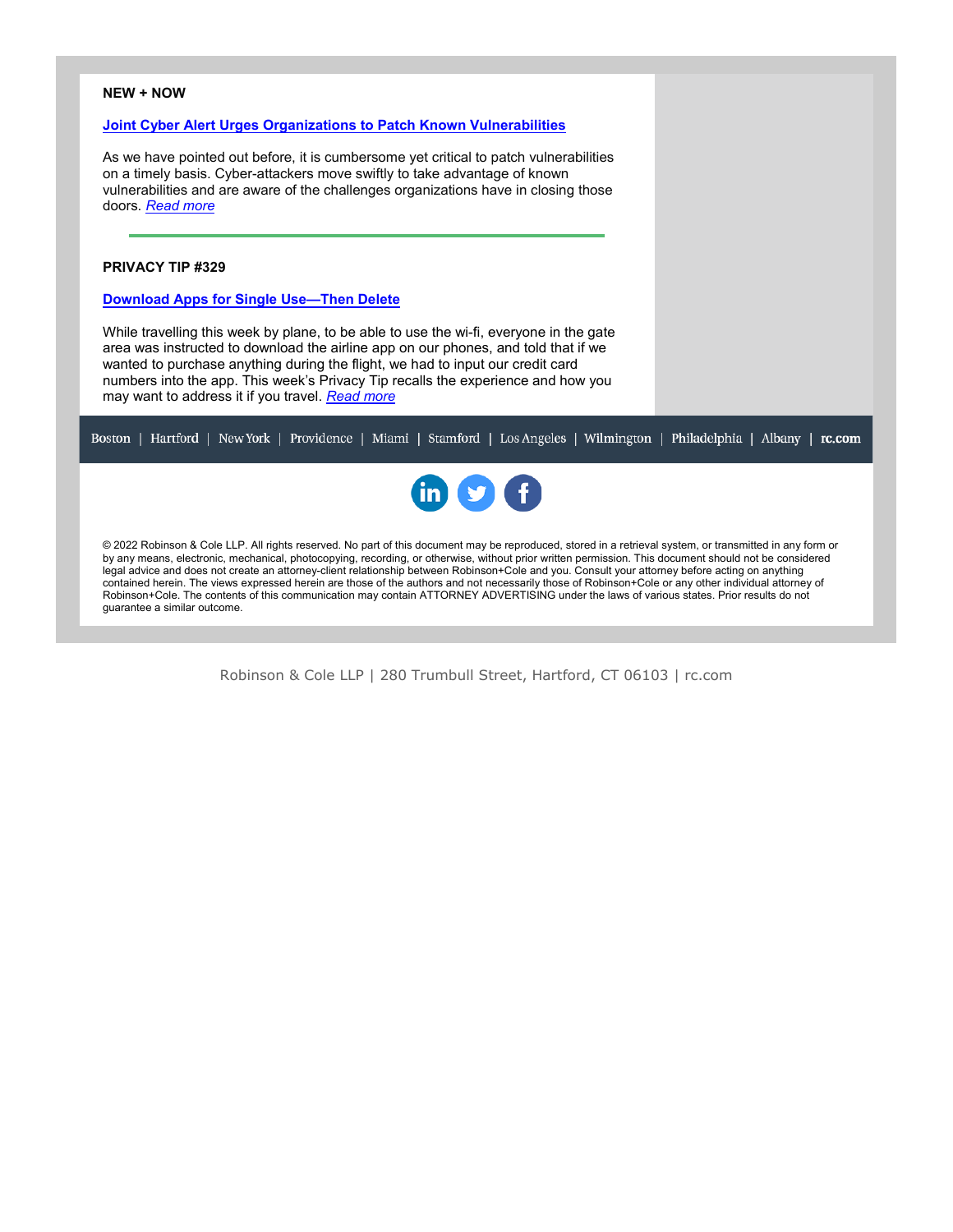**NEW + NOW**

**[Joint Cyber Alert Urges Organizations to Patch Known Vulnerabilities]**

As we have pointed out before, it is cumbersome yet critical to patch vulnerabilities on a timely basis. Cyber-attackers move swiftly to take advantage of known vulnerabilities and are aware of the challenges organizations have in closing those doors. *Read more*

---

**PRIVACY TIP #329**

**[Download Apps for Single Use—Then Delete]**

While travelling this week by plane, to be able to use the wi-fi, everyone in the gate area was instructed to download the airline app on our phones, and told that if we wanted to purchase anything during the flight, we had to input our credit card numbers into the app. This week's Privacy Tip recalls the experience and how you may want to address it if you travel. *Read more*

Boston | Hartford | New York | Providence | Miami | Stamford | Los Angeles | Wilmington | Philadelphia | Albany | rc.com

© 2022 Robinson & Cole LLP. All rights reserved. No part of this document may be reproduced, stored in a retrieval system, or transmitted in any form or by any means, electronic, mechanical, photocopying, recording, or otherwise, without prior written permission. This document should not be considered legal advice and does not create an attorney-client relationship between Robinson+Cole and you. Consult your attorney before acting on anything contained herein. The views expressed herein are those of the authors and not necessarily those of Robinson+Cole or any other individual attorney of Robinson+Cole. The contents of this communication may contain ATTORNEY ADVERTISING under the laws of various states. Prior results do not guarantee a similar outcome.

Robinson & Cole LLP | 280 Trumbull Street, Hartford, CT 06103 | rc.com